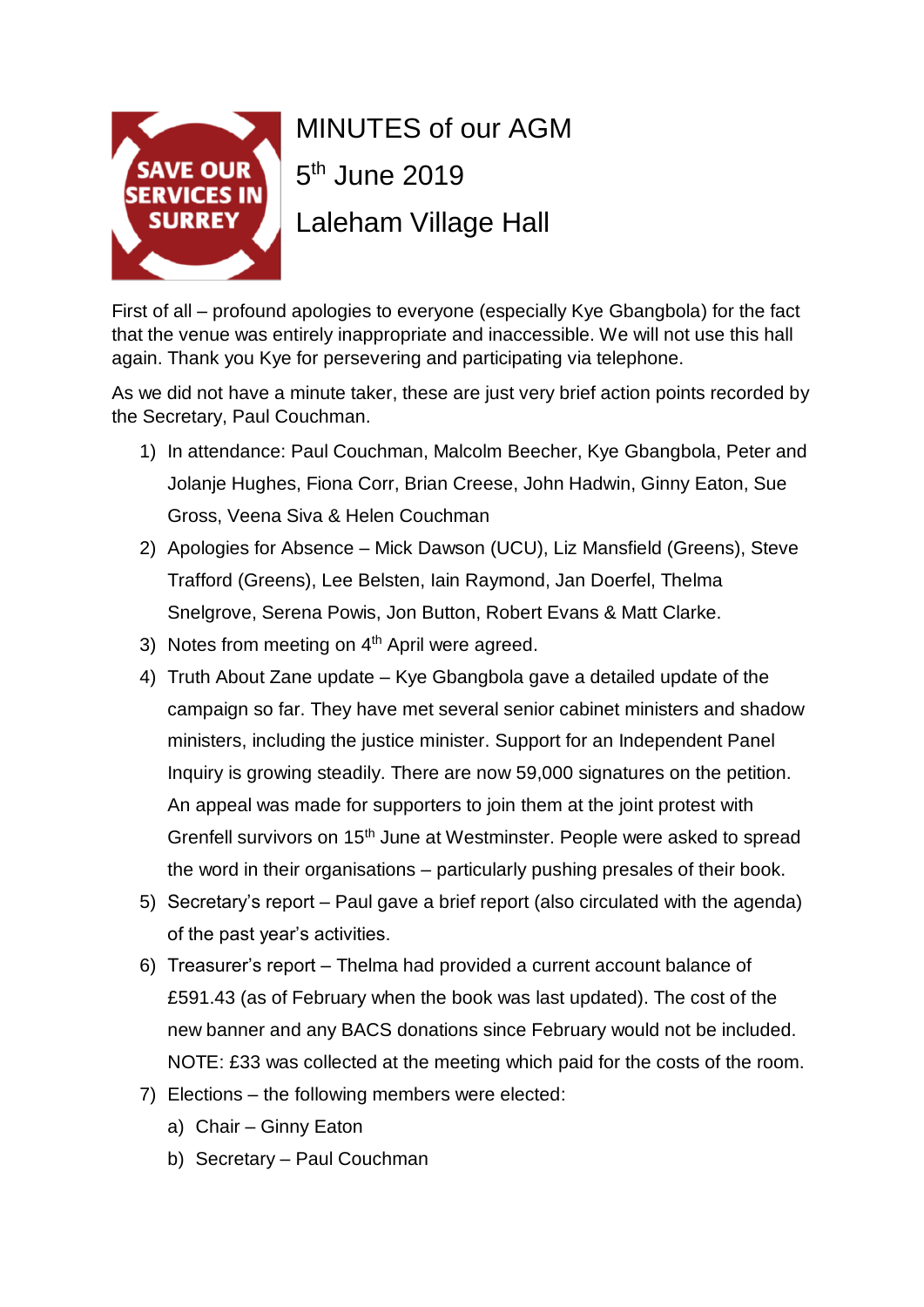SAVE OUR SERVICES IN SURREY

# MINUTES of our AGM

## 5th June 2019

## Laleham Village Hall

First of all – profound apologies to everyone (especially Kye Gbangbola) for the fact that the venue was entirely inappropriate and inaccessible. We will not use this hall again. Thank you Kye for persevering and participating via telephone.

As we did not have a minute taker, these are just very brief action points recorded by the Secretary, Paul Couchman.

1) In attendance: Paul Couchman, Malcolm Beecher, Kye Gbangbola, Peter and Jolanje Hughes, Fiona Corr, Brian Creese, John Hadwin, Ginny Eaton, Sue Gross, Veena Siva & Helen Couchman
2) Apologies for Absence – Mick Dawson (UCU), Liz Mansfield (Greens), Steve Trafford (Greens), Lee Belsten, Iain Raymond, Jan Doerfel, Thelma Snelgrove, Serena Powis, Jon Button, Robert Evans & Matt Clarke.
3) Notes from meeting on 4th April were agreed.
4) Truth About Zane update – Kye Gbangbola gave a detailed update of the campaign so far. They have met several senior cabinet ministers and shadow ministers, including the justice minister. Support for an Independent Panel Inquiry is growing steadily. There are now 59,000 signatures on the petition. An appeal was made for supporters to join them at the joint protest with Grenfell survivors on 15th June at Westminster. People were asked to spread the word in their organisations – particularly pushing presales of their book.
5) Secretary's report – Paul gave a brief report (also circulated with the agenda) of the past year's activities.
6) Treasurer's report – Thelma had provided a current account balance of £591.43 (as of February when the book was last updated). The cost of the new banner and any BACS donations since February would not be included. NOTE: £33 was collected at the meeting which paid for the costs of the room.
7) Elections – the following members were elected:
   a) Chair – Ginny Eaton
   b) Secretary – Paul Couchman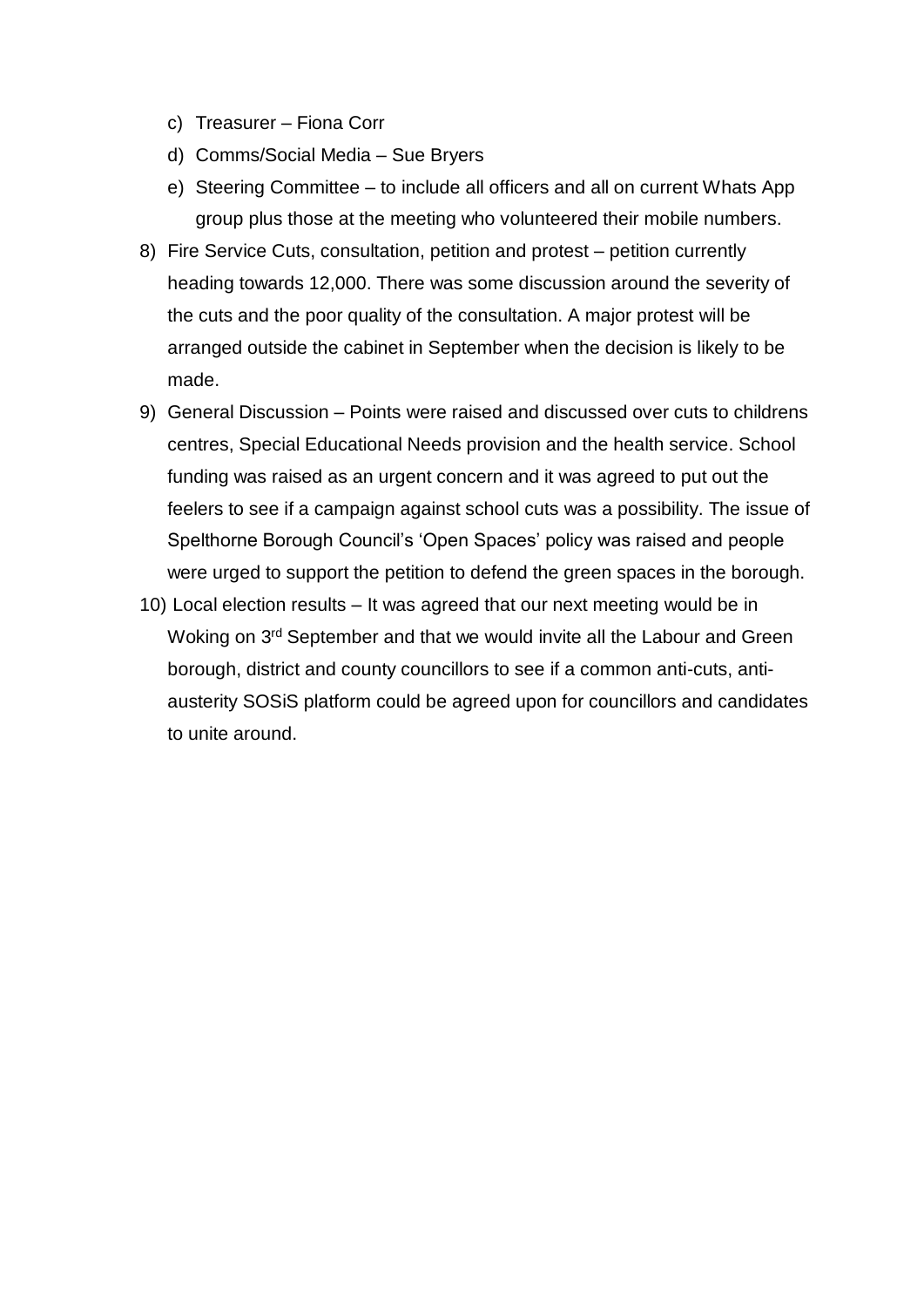c) Treasurer – Fiona Corr
   d) Comms/Social Media – Sue Bryers
   e) Steering Committee – to include all officers and all on current Whats App group plus those at the meeting who volunteered their mobile numbers.

8) Fire Service Cuts, consultation, petition and protest – petition currently heading towards 12,000. There was some discussion around the severity of the cuts and the poor quality of the consultation. A major protest will be arranged outside the cabinet in September when the decision is likely to be made.
9) General Discussion – Points were raised and discussed over cuts to childrens centres, Special Educational Needs provision and the health service. School funding was raised as an urgent concern and it was agreed to put out the feelers to see if a campaign against school cuts was a possibility. The issue of Spelthorne Borough Council's 'Open Spaces' policy was raised and people were urged to support the petition to defend the green spaces in the borough.
10) Local election results – It was agreed that our next meeting would be in Woking on 3rd September and that we would invite all the Labour and Green borough, district and county councillors to see if a common anti-cuts, anti-austerity SOSiS platform could be agreed upon for councillors and candidates to unite around.